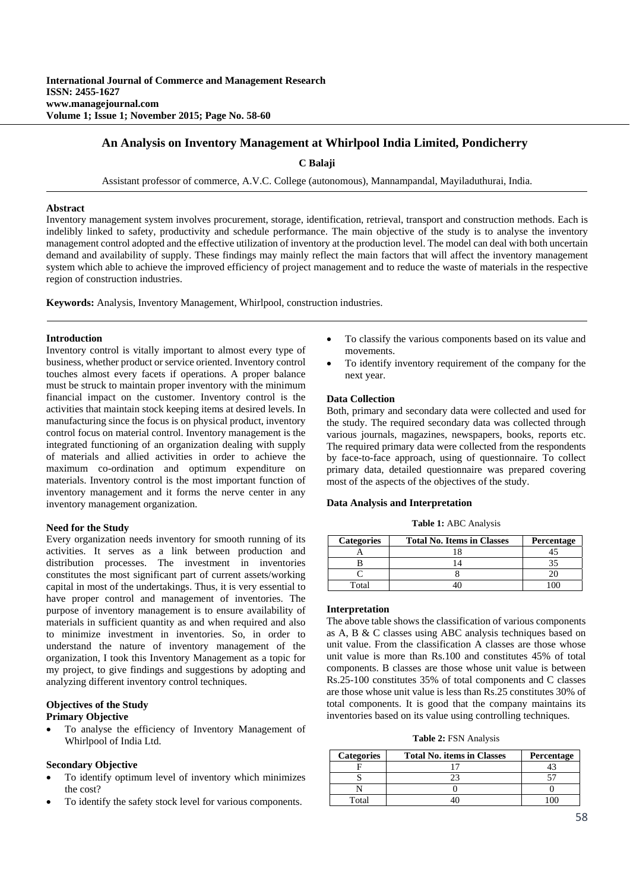# An Analysis on Inventory Management at Whirlpool India Limited, Pondicherry

**C Balaji**

Assistant professor of commerce, A.V.C. College (autonomous), Mannampandal, Mayiladuthurai, India.

## Abstract

Inventory management system involves procurement, storage, identification, retrieval, transport and construction methods. Each is indelibly linked to safety, productivity and schedule performance. The main objective of the study is to analyse the inventory management control adopted and the effective utilization of inventory at the production level. The model can deal with both uncertain demand and availability of supply. These findings may mainly reflect the main factors that will affect the inventory management system which able to achieve the improved efficiency of project management and to reduce the waste of materials in the respective region of construction industries.

**Keywords:** Analysis, Inventory Management, Whirlpool, construction industries.

## Introduction

Inventory control is vitally important to almost every type of business, whether product or service oriented. Inventory control touches almost every facets if operations. A proper balance must be struck to maintain proper inventory with the minimum financial impact on the customer. Inventory control is the activities that maintain stock keeping items at desired levels. In manufacturing since the focus is on physical product, inventory control focus on material control. Inventory management is the integrated functioning of an organization dealing with supply of materials and allied activities in order to achieve the maximum co-ordination and optimum expenditure on materials. Inventory control is the most important function of inventory management and it forms the nerve center in any inventory management organization.

## Need for the Study

Every organization needs inventory for smooth running of its activities. It serves as a link between production and distribution processes. The investment in inventories constitutes the most significant part of current assets/working capital in most of the undertakings. Thus, it is very essential to have proper control and management of inventories. The purpose of inventory management is to ensure availability of materials in sufficient quantity as and when required and also to minimize investment in inventories. So, in order to understand the nature of inventory management of the organization, I took this Inventory Management as a topic for my project, to give findings and suggestions by adopting and analyzing different inventory control techniques.

## Objectives of the Study

### Primary Objective

- To analyse the efficiency of Inventory Management of Whirlpool of India Ltd.

### Secondary Objective

- To identify optimum level of inventory which minimizes the cost?
- To identify the safety stock level for various components.
- To classify the various components based on its value and movements.
- To identify inventory requirement of the company for the next year.

## Data Collection

Both, primary and secondary data were collected and used for the study. The required secondary data was collected through various journals, magazines, newspapers, books, reports etc. The required primary data were collected from the respondents by face-to-face approach, using of questionnaire. To collect primary data, detailed questionnaire was prepared covering most of the aspects of the objectives of the study.

## Data Analysis and Interpretation

**Table 1:** ABC Analysis

| Categories | Total No. Items in Classes | Percentage |
|---|---|---|
| A | 18 | 45 |
| B | 14 | 35 |
| C | 8 | 20 |
| Total | 40 | 100 |

### Interpretation

The above table shows the classification of various components as A, B & C classes using ABC analysis techniques based on unit value. From the classification A classes are those whose unit value is more than Rs.100 and constitutes 45% of total components. B classes are those whose unit value is between Rs.25-100 constitutes 35% of total components and C classes are those whose unit value is less than Rs.25 constitutes 30% of total components. It is good that the company maintains its inventories based on its value using controlling techniques.

**Table 2:** FSN Analysis

| Categories | Total No. items in Classes | Percentage |
|---|---|---|
| F | 17 | 43 |
| S | 23 | 57 |
| N | 0 | 0 |
| Total | 40 | 100 |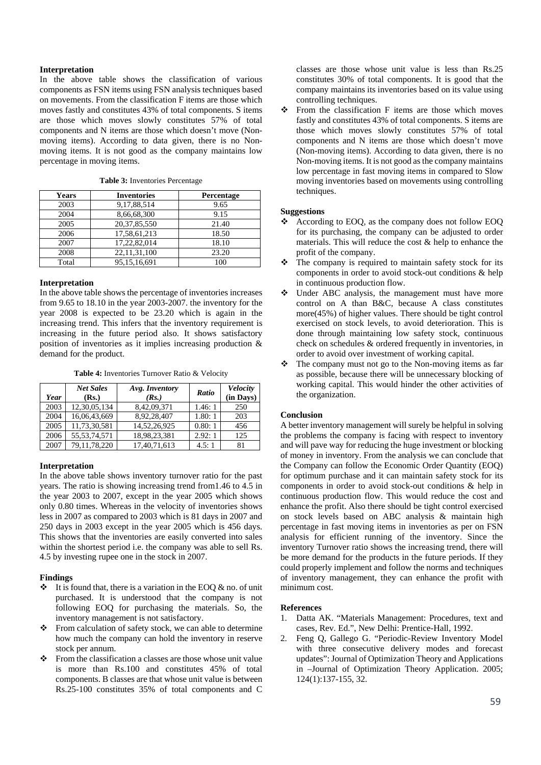### Interpretation

In the above table shows the classification of various components as FSN items using FSN analysis techniques based on movements. From the classification F items are those which moves fastly and constitutes 43% of total components. S items are those which moves slowly constitutes 57% of total components and N items are those which doesn't move (Non-moving items). According to data given, there is no Non-moving items. It is not good as the company maintains low percentage in moving items.

**Table 3:** Inventories Percentage

| Years | Inventories | Percentage |
|---|---|---|
| 2003 | 9,17,88,514 | 9.65 |
| 2004 | 8,66,68,300 | 9.15 |
| 2005 | 20,37,85,550 | 21.40 |
| 2006 | 17,58,61,213 | 18.50 |
| 2007 | 17,22,82,014 | 18.10 |
| 2008 | 22,11,31,100 | 23.20 |
| Total | 95,15,16,691 | 100 |

### Interpretation

In the above table shows the percentage of inventories increases from 9.65 to 18.10 in the year 2003-2007. the inventory for the year 2008 is expected to be 23.20 which is again in the increasing trend. This infers that the inventory requirement is increasing in the future period also. It shows satisfactory position of inventories as it implies increasing production & demand for the product.

**Table 4:** Inventories Turnover Ratio & Velocity

| *Year* | *Net Sales* (Rs.) | *Avg. Inventory (Rs.)* | *Ratio* | *Velocity* (in Days) |
|---|---|---|---|---|
| 2003 | 12,30,05,134 | 8,42,09,371 | 1.46: 1 | 250 |
| 2004 | 16,06,43,669 | 8,92,28,407 | 1.80: 1 | 203 |
| 2005 | 11,73,30,581 | 14,52,26,925 | 0.80: 1 | 456 |
| 2006 | 55,53,74,571 | 18,98,23,381 | 2.92: 1 | 125 |
| 2007 | 79,11,78,220 | 17,40,71,613 | 4.5: 1 | 81 |

### Interpretation

In the above table shows inventory turnover ratio for the past years. The ratio is showing increasing trend from1.46 to 4.5 in the year 2003 to 2007, except in the year 2005 which shows only 0.80 times. Whereas in the velocity of inventories shows less in 2007 as compared to 2003 which is 81 days in 2007 and 250 days in 2003 except in the year 2005 which is 456 days. This shows that the inventories are easily converted into sales within the shortest period i.e. the company was able to sell Rs. 4.5 by investing rupee one in the stock in 2007.

### Findings

- It is found that, there is a variation in the EOQ & no. of unit purchased. It is understood that the company is not following EOQ for purchasing the materials. So, the inventory management is not satisfactory.
- From calculation of safety stock, we can able to determine how much the company can hold the inventory in reserve stock per annum.
- From the classification a classes are those whose unit value is more than Rs.100 and constitutes 45% of total components. B classes are that whose unit value is between Rs.25-100 constitutes 35% of total components and C classes are those whose unit value is less than Rs.25 constitutes 30% of total components. It is good that the company maintains its inventories based on its value using controlling techniques.
- From the classification F items are those which moves fastly and constitutes 43% of total components. S items are those which moves slowly constitutes 57% of total components and N items are those which doesn't move (Non-moving items). According to data given, there is no Non-moving items. It is not good as the company maintains low percentage in fast moving items in compared to Slow moving inventories based on movements using controlling techniques.

### Suggestions

- According to EOQ, as the company does not follow EOQ for its purchasing, the company can be adjusted to order materials. This will reduce the cost & help to enhance the profit of the company.
- The company is required to maintain safety stock for its components in order to avoid stock-out conditions & help in continuous production flow.
- Under ABC analysis, the management must have more control on A than B&C, because A class constitutes more(45%) of higher values. There should be tight control exercised on stock levels, to avoid deterioration. This is done through maintaining low safety stock, continuous check on schedules & ordered frequently in inventories, in order to avoid over investment of working capital.
- The company must not go to the Non-moving items as far as possible, because there will be unnecessary blocking of working capital. This would hinder the other activities of the organization.

### Conclusion

A better inventory management will surely be helpful in solving the problems the company is facing with respect to inventory and will pave way for reducing the huge investment or blocking of money in inventory. From the analysis we can conclude that the Company can follow the Economic Order Quantity (EOQ) for optimum purchase and it can maintain safety stock for its components in order to avoid stock-out conditions & help in continuous production flow. This would reduce the cost and enhance the profit. Also there should be tight control exercised on stock levels based on ABC analysis & maintain high percentage in fast moving items in inventories as per on FSN analysis for efficient running of the inventory. Since the inventory Turnover ratio shows the increasing trend, there will be more demand for the products in the future periods. If they could properly implement and follow the norms and techniques of inventory management, they can enhance the profit with minimum cost.

### References

1. Datta AK. "Materials Management: Procedures, text and cases, Rev. Ed.", New Delhi: Prentice-Hall, 1992.
2. Feng Q, Gallego G. "Periodic-Review Inventory Model with three consecutive delivery modes and forecast updates": Journal of Optimization Theory and Applications in –Journal of Optimization Theory Application. 2005; 124(1):137-155, 32.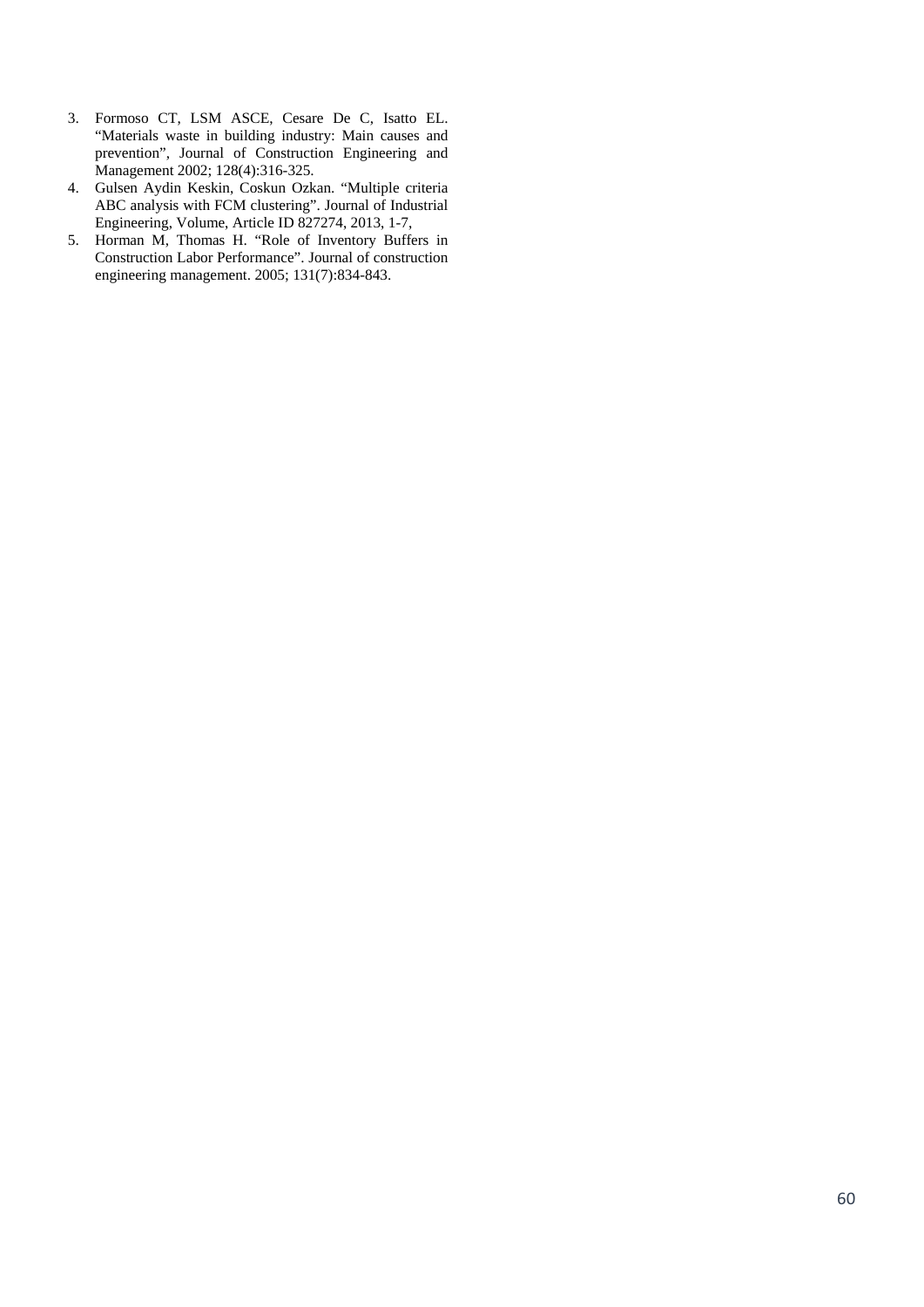3. Formoso CT, LSM ASCE, Cesare De C, Isatto EL. "Materials waste in building industry: Main causes and prevention", Journal of Construction Engineering and Management 2002; 128(4):316-325.
4. Gulsen Aydin Keskin, Coskun Ozkan. "Multiple criteria ABC analysis with FCM clustering". Journal of Industrial Engineering, Volume, Article ID 827274, 2013, 1-7,
5. Horman M, Thomas H. "Role of Inventory Buffers in Construction Labor Performance". Journal of construction engineering management. 2005; 131(7):834-843.